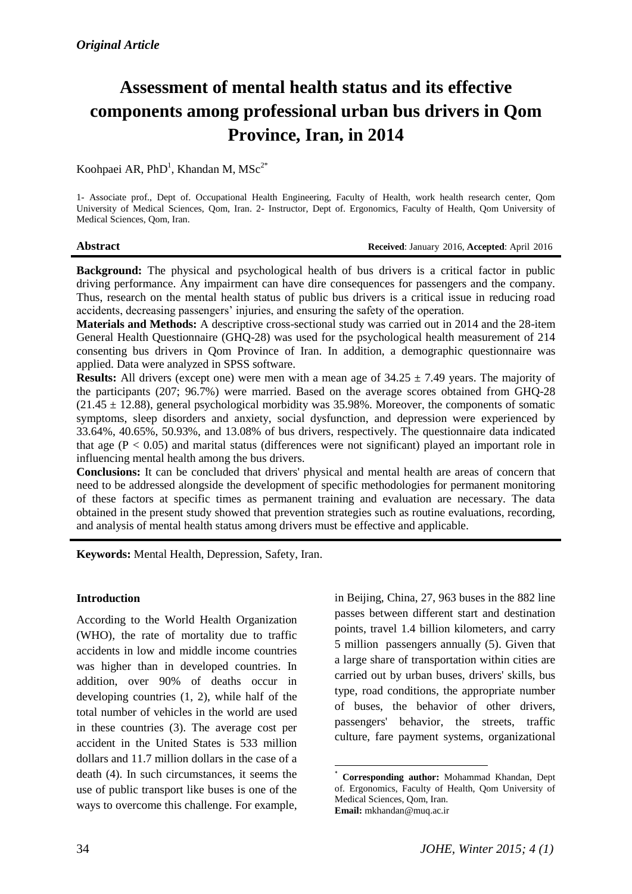*Original Article*

# Assessment of mental health status and its effective components among professional urban bus drivers in Qom Province, Iran, in 2014

Koohpaei AR, PhD[1], Khandan M, MSc[2*]

1- Associate prof., Dept of. Occupational Health Engineering, Faculty of Health, work health research center, Qom University of Medical Sciences, Qom, Iran. 2- Instructor, Dept of. Ergonomics, Faculty of Health, Qom University of Medical Sciences, Qom, Iran.

**Abstract** **Received**: January 2016, **Accepted**: April 2016

**Background:** The physical and psychological health of bus drivers is a critical factor in public driving performance. Any impairment can have dire consequences for passengers and the company. Thus, research on the mental health status of public bus drivers is a critical issue in reducing road accidents, decreasing passengers' injuries, and ensuring the safety of the operation.

**Materials and Methods:** A descriptive cross-sectional study was carried out in 2014 and the 28-item General Health Questionnaire (GHQ-28) was used for the psychological health measurement of 214 consenting bus drivers in Qom Province of Iran. In addition, a demographic questionnaire was applied. Data were analyzed in SPSS software.

**Results:** All drivers (except one) were men with a mean age of $34.25 \pm 7.49$ years. The majority of the participants (207; 96.7%) were married. Based on the average scores obtained from GHQ-28 ($21.45 \pm 12.88$), general psychological morbidity was 35.98%. Moreover, the components of somatic symptoms, sleep disorders and anxiety, social dysfunction, and depression were experienced by 33.64%, 40.65%, 50.93%, and 13.08% of bus drivers, respectively. The questionnaire data indicated that age ($P < 0.05$) and marital status (differences were not significant) played an important role in influencing mental health among the bus drivers.

**Conclusions:** It can be concluded that drivers' physical and mental health are areas of concern that need to be addressed alongside the development of specific methodologies for permanent monitoring of these factors at specific times as permanent training and evaluation are necessary. The data obtained in the present study showed that prevention strategies such as routine evaluations, recording, and analysis of mental health status among drivers must be effective and applicable.

**Keywords:** Mental Health, Depression, Safety, Iran.

## Introduction

According to the World Health Organization (WHO), the rate of mortality due to traffic accidents in low and middle income countries was higher than in developed countries. In addition, over 90% of deaths occur in developing countries (1, 2), while half of the total number of vehicles in the world are used in these countries (3). The average cost per accident in the United States is 533 million dollars and 11.7 million dollars in the case of a death (4). In such circumstances, it seems the use of public transport like buses is one of the ways to overcome this challenge. For example, in Beijing, China, 27, 963 buses in the 882 line passes between different start and destination points, travel 1.4 billion kilometers, and carry 5 million passengers annually (5). Given that a large share of transportation within cities are carried out by urban buses, drivers' skills, bus type, road conditions, the appropriate number of buses, the behavior of other drivers, passengers' behavior, the streets, traffic culture, fare payment systems, organizational

[*] **Corresponding author:** Mohammad Khandan, Dept of. Ergonomics, Faculty of Health, Qom University of Medical Sciences, Qom, Iran.
**Email:** mkhandan@muq.ac.ir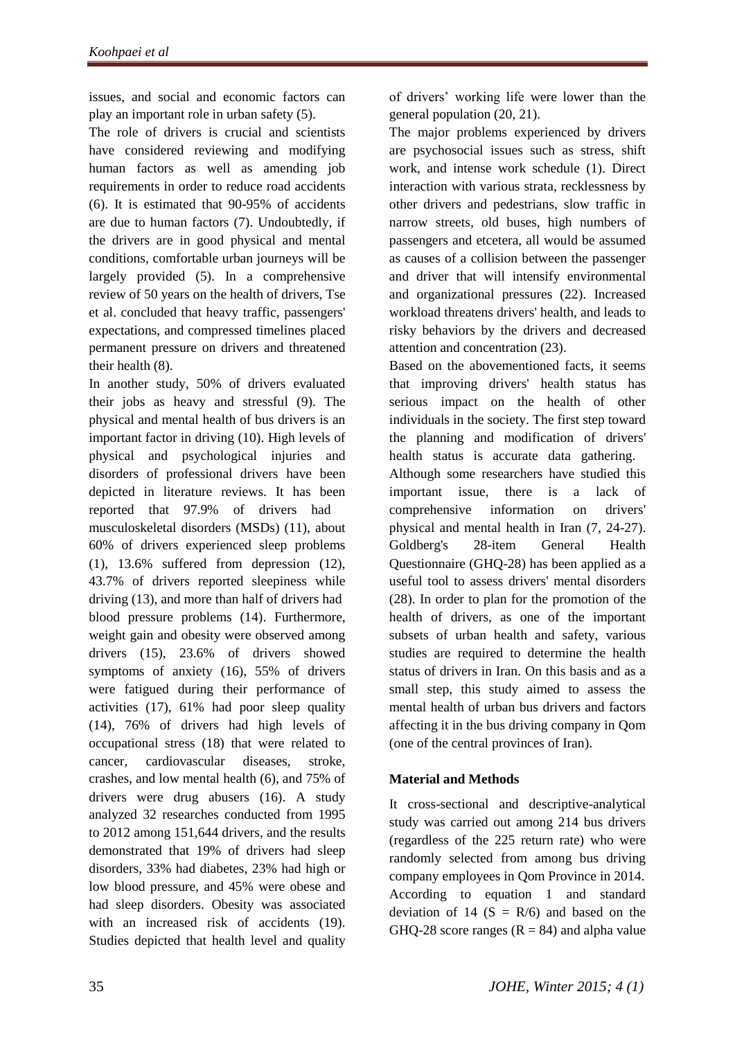issues, and social and economic factors can play an important role in urban safety (5).

The role of drivers is crucial and scientists have considered reviewing and modifying human factors as well as amending job requirements in order to reduce road accidents (6). It is estimated that 90-95% of accidents are due to human factors (7). Undoubtedly, if the drivers are in good physical and mental conditions, comfortable urban journeys will be largely provided (5). In a comprehensive review of 50 years on the health of drivers, Tse et al. concluded that heavy traffic, passengers' expectations, and compressed timelines placed permanent pressure on drivers and threatened their health (8).

In another study, 50% of drivers evaluated their jobs as heavy and stressful (9). The physical and mental health of bus drivers is an important factor in driving (10). High levels of physical and psychological injuries and disorders of professional drivers have been depicted in literature reviews. It has been reported that 97.9% of drivers had musculoskeletal disorders (MSDs) (11), about 60% of drivers experienced sleep problems (1), 13.6% suffered from depression (12), 43.7% of drivers reported sleepiness while driving (13), and more than half of drivers had blood pressure problems (14). Furthermore, weight gain and obesity were observed among drivers (15), 23.6% of drivers showed symptoms of anxiety (16), 55% of drivers were fatigued during their performance of activities (17), 61% had poor sleep quality (14), 76% of drivers had high levels of occupational stress (18) that were related to cancer, cardiovascular diseases, stroke, crashes, and low mental health (6), and 75% of drivers were drug abusers (16). A study analyzed 32 researches conducted from 1995 to 2012 among 151,644 drivers, and the results demonstrated that 19% of drivers had sleep disorders, 33% had diabetes, 23% had high or low blood pressure, and 45% were obese and had sleep disorders. Obesity was associated with an increased risk of accidents (19). Studies depicted that health level and quality of drivers' working life were lower than the general population (20, 21).

The major problems experienced by drivers are psychosocial issues such as stress, shift work, and intense work schedule (1). Direct interaction with various strata, recklessness by other drivers and pedestrians, slow traffic in narrow streets, old buses, high numbers of passengers and etcetera, all would be assumed as causes of a collision between the passenger and driver that will intensify environmental and organizational pressures (22). Increased workload threatens drivers' health, and leads to risky behaviors by the drivers and decreased attention and concentration (23).

Based on the abovementioned facts, it seems that improving drivers' health status has serious impact on the health of other individuals in the society. The first step toward the planning and modification of drivers' health status is accurate data gathering. Although some researchers have studied this important issue, there is a lack of comprehensive information on drivers' physical and mental health in Iran (7, 24-27). Goldberg's 28-item General Health Questionnaire (GHQ-28) has been applied as a useful tool to assess drivers' mental disorders (28). In order to plan for the promotion of the health of drivers, as one of the important subsets of urban health and safety, various studies are required to determine the health status of drivers in Iran. On this basis and as a small step, this study aimed to assess the mental health of urban bus drivers and factors affecting it in the bus driving company in Qom (one of the central provinces of Iran).

## Material and Methods

It cross-sectional and descriptive-analytical study was carried out among 214 bus drivers (regardless of the 225 return rate) who were randomly selected from among bus driving company employees in Qom Province in 2014. According to equation 1 and standard deviation of 14 ($S = R/6$) and based on the GHQ-28 score ranges ($R = 84$) and alpha value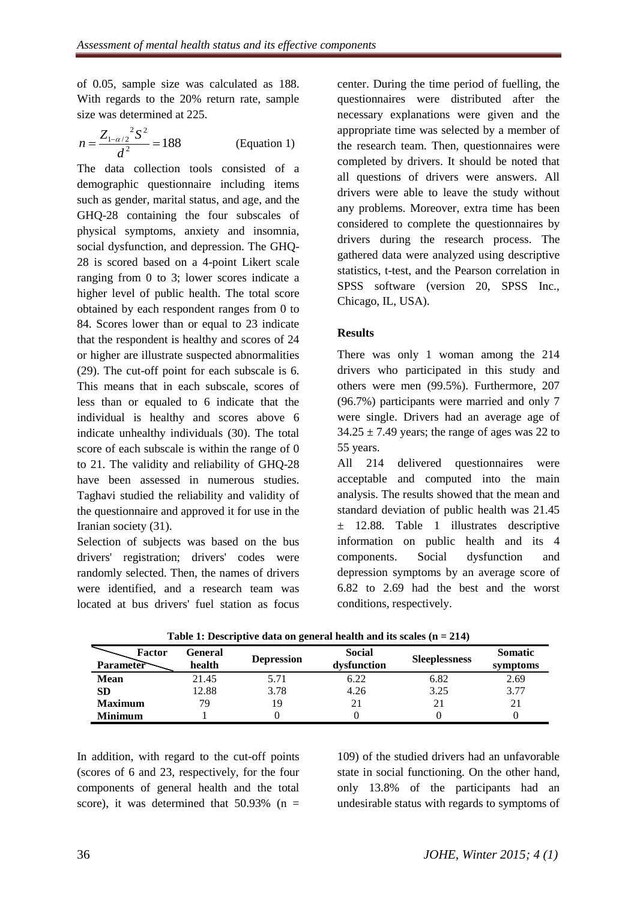of 0.05, sample size was calculated as 188. With regards to the 20% return rate, sample size was determined at 225.

$$n = \frac{Z_{1-\alpha/2}^{2} S^{2}}{d^{2}} = 188 \qquad \text{(Equation 1)}$$

The data collection tools consisted of a demographic questionnaire including items such as gender, marital status, and age, and the GHQ-28 containing the four subscales of physical symptoms, anxiety and insomnia, social dysfunction, and depression. The GHQ-28 is scored based on a 4-point Likert scale ranging from 0 to 3; lower scores indicate a higher level of public health. The total score obtained by each respondent ranges from 0 to 84. Scores lower than or equal to 23 indicate that the respondent is healthy and scores of 24 or higher are illustrate suspected abnormalities (29). The cut-off point for each subscale is 6. This means that in each subscale, scores of less than or equaled to 6 indicate that the individual is healthy and scores above 6 indicate unhealthy individuals (30). The total score of each subscale is within the range of 0 to 21. The validity and reliability of GHQ-28 have been assessed in numerous studies. Taghavi studied the reliability and validity of the questionnaire and approved it for use in the Iranian society (31).

Selection of subjects was based on the bus drivers' registration; drivers' codes were randomly selected. Then, the names of drivers were identified, and a research team was located at bus drivers' fuel station as focus center. During the time period of fuelling, the questionnaires were distributed after the necessary explanations were given and the appropriate time was selected by a member of the research team. Then, questionnaires were completed by drivers. It should be noted that all questions of drivers were answers. All drivers were able to leave the study without any problems. Moreover, extra time has been considered to complete the questionnaires by drivers during the research process. The gathered data were analyzed using descriptive statistics, t-test, and the Pearson correlation in SPSS software (version 20, SPSS Inc., Chicago, IL, USA).

## Results

There was only 1 woman among the 214 drivers who participated in this study and others were men (99.5%). Furthermore, 207 (96.7%) participants were married and only 7 were single. Drivers had an average age of $34.25 \pm 7.49$ years; the range of ages was 22 to 55 years.

All 214 delivered questionnaires were acceptable and computed into the main analysis. The results showed that the mean and standard deviation of public health was 21.45 ± 12.88. Table 1 illustrates descriptive information on public health and its 4 components. Social dysfunction and depression symptoms by an average score of 6.82 to 2.69 had the best and the worst conditions, respectively.

**Table 1: Descriptive data on general health and its scales (n = 214)**

| Parameter \ Factor | General health | Depression | Social dysfunction | Sleeplessness | Somatic symptoms |
|---|---|---|---|---|---|
| **Mean** | 21.45 | 5.71 | 6.22 | 6.82 | 2.69 |
| **SD** | 12.88 | 3.78 | 4.26 | 3.25 | 3.77 |
| **Maximum** | 79 | 19 | 21 | 21 | 21 |
| **Minimum** | 1 | 0 | 0 | 0 | 0 |

In addition, with regard to the cut-off points (scores of 6 and 23, respectively, for the four components of general health and the total score), it was determined that 50.93% (n = 109) of the studied drivers had an unfavorable state in social functioning. On the other hand, only 13.8% of the participants had an undesirable status with regards to symptoms of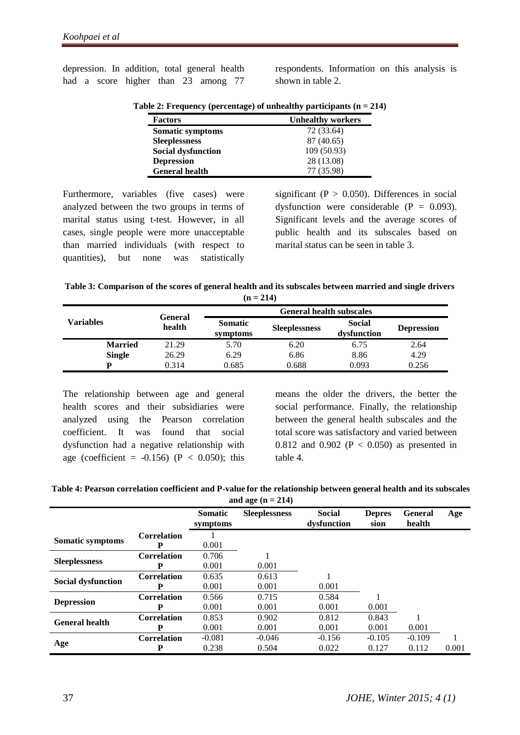depression. In addition, total general health had a score higher than 23 among 77 respondents. Information on this analysis is shown in table 2.

**Table 2: Frequency (percentage) of unhealthy participants (n = 214)**

| Factors | Unhealthy workers |
|---|---|
| **Somatic symptoms** | 72 (33.64) |
| **Sleeplessness** | 87 (40.65) |
| **Social dysfunction** | 109 (50.93) |
| **Depression** | 28 (13.08) |
| **General health** | 77 (35.98) |

Furthermore, variables (five cases) were analyzed between the two groups in terms of marital status using t-test. However, in all cases, single people were more unacceptable than married individuals (with respect to quantities), but none was statistically significant ($P > 0.050$). Differences in social dysfunction were considerable ($P = 0.093$). Significant levels and the average scores of public health and its subscales based on marital status can be seen in table 3.

**Table 3: Comparison of the scores of general health and its subscales between married and single drivers (n = 214)**

| Variables | General health | General health subscales | | | |
|---|---|---|---|---|---|
| | | Somatic symptoms | Sleeplessness | Social dysfunction | Depression |
| **Married** | 21.29 | 5.70 | 6.20 | 6.75 | 2.64 |
| **Single** | 26.29 | 6.29 | 6.86 | 8.86 | 4.29 |
| **P** | 0.314 | 0.685 | 0.688 | 0.093 | 0.256 |

The relationship between age and general health scores and their subsidiaries were analyzed using the Pearson correlation coefficient. It was found that social dysfunction had a negative relationship with age (coefficient = -0.156) ($P < 0.050$); this means the older the drivers, the better the social performance. Finally, the relationship between the general health subscales and the total score was satisfactory and varied between 0.812 and 0.902 ($P < 0.050$) as presented in table 4.

**Table 4: Pearson correlation coefficient and P-value for the relationship between general health and its subscales and age (n = 214)**

| | | Somatic symptoms | Sleeplessness | Social dysfunction | Depression | General health | Age |
|---|---|---|---|---|---|---|---|
| **Somatic symptoms** | **Correlation** | 1 | | | | | |
| | **P** | 0.001 | | | | | |
| **Sleeplessness** | **Correlation** | 0.706 | 1 | | | | |
| | **P** | 0.001 | 0.001 | | | | |
| **Social dysfunction** | **Correlation** | 0.635 | 0.613 | 1 | | | |
| | **P** | 0.001 | 0.001 | 0.001 | | | |
| **Depression** | **Correlation** | 0.566 | 0.715 | 0.584 | 1 | | |
| | **P** | 0.001 | 0.001 | 0.001 | 0.001 | | |
| **General health** | **Correlation** | 0.853 | 0.902 | 0.812 | 0.843 | 1 | |
| | **P** | 0.001 | 0.001 | 0.001 | 0.001 | 0.001 | |
| **Age** | **Correlation** | -0.081 | -0.046 | -0.156 | -0.105 | -0.109 | 1 |
| | **P** | 0.238 | 0.504 | 0.022 | 0.127 | 0.112 | 0.001 |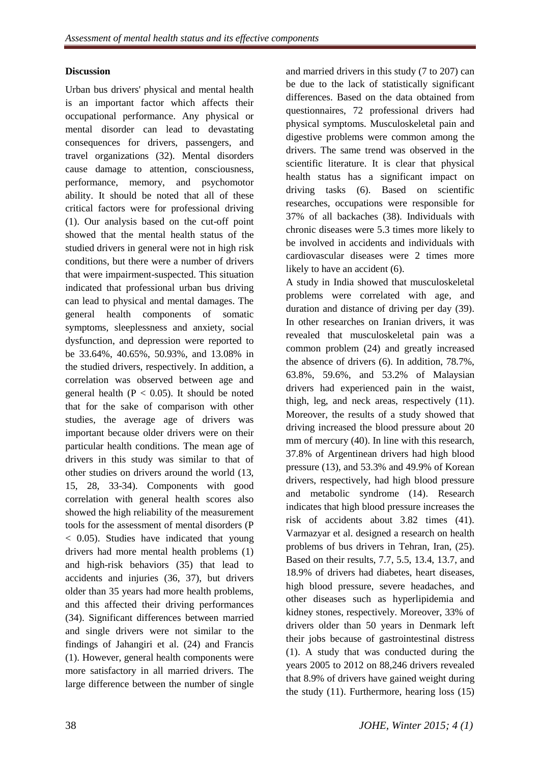## Discussion

Urban bus drivers' physical and mental health is an important factor which affects their occupational performance. Any physical or mental disorder can lead to devastating consequences for drivers, passengers, and travel organizations (32). Mental disorders cause damage to attention, consciousness, performance, memory, and psychomotor ability. It should be noted that all of these critical factors were for professional driving (1). Our analysis based on the cut-off point showed that the mental health status of the studied drivers in general were not in high risk conditions, but there were a number of drivers that were impairment-suspected. This situation indicated that professional urban bus driving can lead to physical and mental damages. The general health components of somatic symptoms, sleeplessness and anxiety, social dysfunction, and depression were reported to be 33.64%, 40.65%, 50.93%, and 13.08% in the studied drivers, respectively. In addition, a correlation was observed between age and general health ($P < 0.05$). It should be noted that for the sake of comparison with other studies, the average age of drivers was important because older drivers were on their particular health conditions. The mean age of drivers in this study was similar to that of other studies on drivers around the world (13, 15, 28, 33-34). Components with good correlation with general health scores also showed the high reliability of the measurement tools for the assessment of mental disorders ($P < 0.05$). Studies have indicated that young drivers had more mental health problems (1) and high-risk behaviors (35) that lead to accidents and injuries (36, 37), but drivers older than 35 years had more health problems, and this affected their driving performances (34). Significant differences between married and single drivers were not similar to the findings of Jahangiri et al. (24) and Francis (1). However, general health components were more satisfactory in all married drivers. The large difference between the number of single and married drivers in this study (7 to 207) can be due to the lack of statistically significant differences. Based on the data obtained from questionnaires, 72 professional drivers had physical symptoms. Musculoskeletal pain and digestive problems were common among the drivers. The same trend was observed in the scientific literature. It is clear that physical health status has a significant impact on driving tasks (6). Based on scientific researches, occupations were responsible for 37% of all backaches (38). Individuals with chronic diseases were 5.3 times more likely to be involved in accidents and individuals with cardiovascular diseases were 2 times more likely to have an accident (6).

A study in India showed that musculoskeletal problems were correlated with age, and duration and distance of driving per day (39). In other researches on Iranian drivers, it was revealed that musculoskeletal pain was a common problem (24) and greatly increased the absence of drivers (6). In addition, 78.7%, 63.8%, 59.6%, and 53.2% of Malaysian drivers had experienced pain in the waist, thigh, leg, and neck areas, respectively (11). Moreover, the results of a study showed that driving increased the blood pressure about 20 mm of mercury (40). In line with this research, 37.8% of Argentinean drivers had high blood pressure (13), and 53.3% and 49.9% of Korean drivers, respectively, had high blood pressure and metabolic syndrome (14). Research indicates that high blood pressure increases the risk of accidents about 3.82 times (41). Varmazyar et al. designed a research on health problems of bus drivers in Tehran, Iran, (25). Based on their results, 7.7, 5.5, 13.4, 13.7, and 18.9% of drivers had diabetes, heart diseases, high blood pressure, severe headaches, and other diseases such as hyperlipidemia and kidney stones, respectively. Moreover, 33% of drivers older than 50 years in Denmark left their jobs because of gastrointestinal distress (1). A study that was conducted during the years 2005 to 2012 on 88,246 drivers revealed that 8.9% of drivers have gained weight during the study (11). Furthermore, hearing loss (15)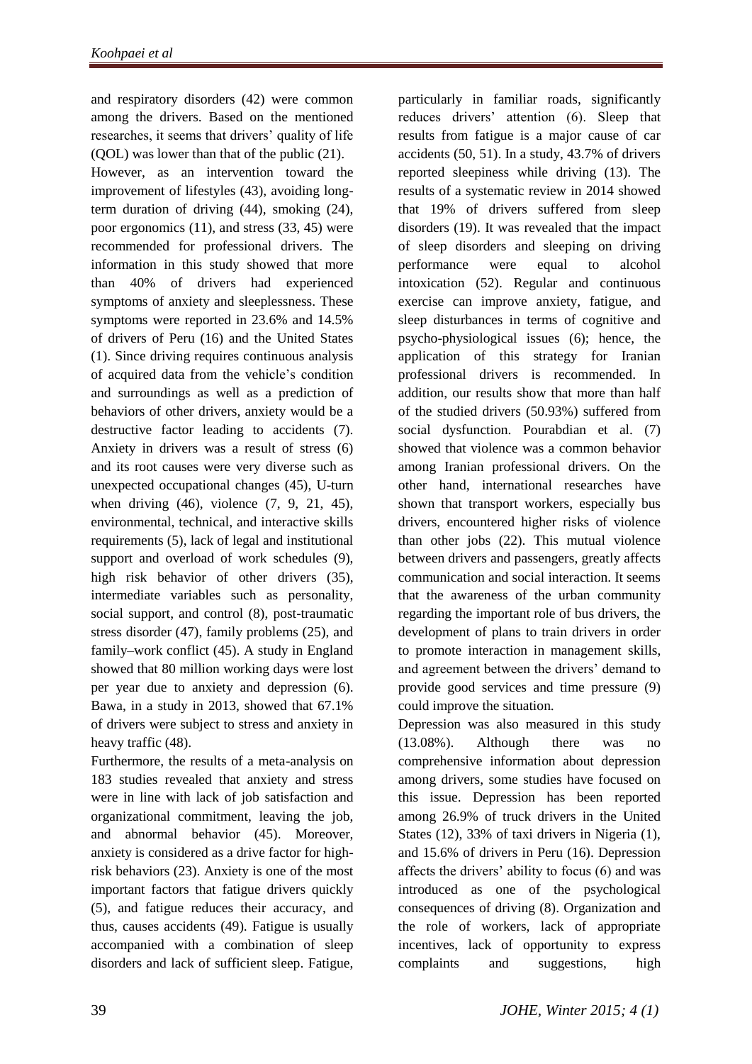and respiratory disorders (42) were common among the drivers. Based on the mentioned researches, it seems that drivers' quality of life (QOL) was lower than that of the public (21).

However, as an intervention toward the improvement of lifestyles (43), avoiding long-term duration of driving (44), smoking (24), poor ergonomics (11), and stress (33, 45) were recommended for professional drivers. The information in this study showed that more than 40% of drivers had experienced symptoms of anxiety and sleeplessness. These symptoms were reported in 23.6% and 14.5% of drivers of Peru (16) and the United States (1). Since driving requires continuous analysis of acquired data from the vehicle's condition and surroundings as well as a prediction of behaviors of other drivers, anxiety would be a destructive factor leading to accidents (7). Anxiety in drivers was a result of stress (6) and its root causes were very diverse such as unexpected occupational changes (45), U-turn when driving (46), violence (7, 9, 21, 45), environmental, technical, and interactive skills requirements (5), lack of legal and institutional support and overload of work schedules (9), high risk behavior of other drivers (35), intermediate variables such as personality, social support, and control (8), post-traumatic stress disorder (47), family problems (25), and family–work conflict (45). A study in England showed that 80 million working days were lost per year due to anxiety and depression (6). Bawa, in a study in 2013, showed that 67.1% of drivers were subject to stress and anxiety in heavy traffic (48).

Furthermore, the results of a meta-analysis on 183 studies revealed that anxiety and stress were in line with lack of job satisfaction and organizational commitment, leaving the job, and abnormal behavior (45). Moreover, anxiety is considered as a drive factor for high-risk behaviors (23). Anxiety is one of the most important factors that fatigue drivers quickly (5), and fatigue reduces their accuracy, and thus, causes accidents (49). Fatigue is usually accompanied with a combination of sleep disorders and lack of sufficient sleep. Fatigue, particularly in familiar roads, significantly reduces drivers' attention (6). Sleep that results from fatigue is a major cause of car accidents (50, 51). In a study, 43.7% of drivers reported sleepiness while driving (13). The results of a systematic review in 2014 showed that 19% of drivers suffered from sleep disorders (19). It was revealed that the impact of sleep disorders and sleeping on driving performance were equal to alcohol intoxication (52). Regular and continuous exercise can improve anxiety, fatigue, and sleep disturbances in terms of cognitive and psycho-physiological issues (6); hence, the application of this strategy for Iranian professional drivers is recommended. In addition, our results show that more than half of the studied drivers (50.93%) suffered from social dysfunction. Pourabdian et al. (7) showed that violence was a common behavior among Iranian professional drivers. On the other hand, international researches have shown that transport workers, especially bus drivers, encountered higher risks of violence than other jobs (22). This mutual violence between drivers and passengers, greatly affects communication and social interaction. It seems that the awareness of the urban community regarding the important role of bus drivers, the development of plans to train drivers in order to promote interaction in management skills, and agreement between the drivers' demand to provide good services and time pressure (9) could improve the situation.

Depression was also measured in this study (13.08%). Although there was no comprehensive information about depression among drivers, some studies have focused on this issue. Depression has been reported among 26.9% of truck drivers in the United States (12), 33% of taxi drivers in Nigeria (1), and 15.6% of drivers in Peru (16). Depression affects the drivers' ability to focus (6) and was introduced as one of the psychological consequences of driving (8). Organization and the role of workers, lack of appropriate incentives, lack of opportunity to express complaints and suggestions, high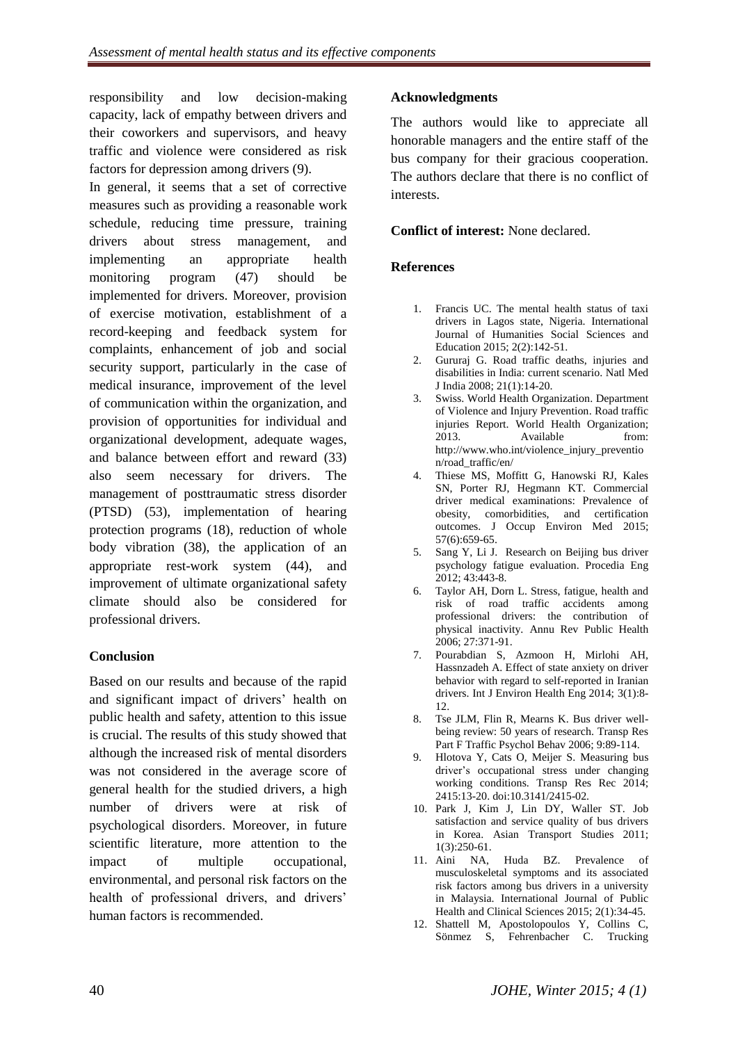responsibility and low decision-making capacity, lack of empathy between drivers and their coworkers and supervisors, and heavy traffic and violence were considered as risk factors for depression among drivers (9).

In general, it seems that a set of corrective measures such as providing a reasonable work schedule, reducing time pressure, training drivers about stress management, and implementing an appropriate health monitoring program (47) should be implemented for drivers. Moreover, provision of exercise motivation, establishment of a record-keeping and feedback system for complaints, enhancement of job and social security support, particularly in the case of medical insurance, improvement of the level of communication within the organization, and provision of opportunities for individual and organizational development, adequate wages, and balance between effort and reward (33) also seem necessary for drivers. The management of posttraumatic stress disorder (PTSD) (53), implementation of hearing protection programs (18), reduction of whole body vibration (38), the application of an appropriate rest-work system (44), and improvement of ultimate organizational safety climate should also be considered for professional drivers.

## Conclusion

Based on our results and because of the rapid and significant impact of drivers' health on public health and safety, attention to this issue is crucial. The results of this study showed that although the increased risk of mental disorders was not considered in the average score of general health for the studied drivers, a high number of drivers were at risk of psychological disorders. Moreover, in future scientific literature, more attention to the impact of multiple occupational, environmental, and personal risk factors on the health of professional drivers, and drivers' human factors is recommended.

## Acknowledgments

The authors would like to appreciate all honorable managers and the entire staff of the bus company for their gracious cooperation. The authors declare that there is no conflict of interests.

**Conflict of interest:** None declared.

## References

1. Francis UC. The mental health status of taxi drivers in Lagos state, Nigeria. International Journal of Humanities Social Sciences and Education 2015; 2(2):142-51.
2. Gururaj G. Road traffic deaths, injuries and disabilities in India: current scenario. Natl Med J India 2008; 21(1):14-20.
3. Swiss. World Health Organization. Department of Violence and Injury Prevention. Road traffic injuries Report. World Health Organization; 2013. Available from: http://www.who.int/violence_injury_prevention/road_traffic/en/
4. Thiese MS, Moffitt G, Hanowski RJ, Kales SN, Porter RJ, Hegmann KT. Commercial driver medical examinations: Prevalence of obesity, comorbidities, and certification outcomes. J Occup Environ Med 2015; 57(6):659-65.
5. Sang Y, Li J. Research on Beijing bus driver psychology fatigue evaluation. Procedia Eng 2012; 43:443-8.
6. Taylor AH, Dorn L. Stress, fatigue, health and risk of road traffic accidents among professional drivers: the contribution of physical inactivity. Annu Rev Public Health 2006; 27:371-91.
7. Pourabdian S, Azmoon H, Mirlohi AH, Hassnzadeh A. Effect of state anxiety on driver behavior with regard to self-reported in Iranian drivers. Int J Environ Health Eng 2014; 3(1):8-12.
8. Tse JLM, Flin R, Mearns K. Bus driver well-being review: 50 years of research. Transp Res Part F Traffic Psychol Behav 2006; 9:89-114.
9. Hlotova Y, Cats O, Meijer S. Measuring bus driver's occupational stress under changing working conditions. Transp Res Rec 2014; 2415:13-20. doi:10.3141/2415-02.
10. Park J, Kim J, Lin DY, Waller ST. Job satisfaction and service quality of bus drivers in Korea. Asian Transport Studies 2011; 1(3):250-61.
11. Aini NA, Huda BZ. Prevalence of musculoskeletal symptoms and its associated risk factors among bus drivers in a university in Malaysia. International Journal of Public Health and Clinical Sciences 2015; 2(1):34-45.
12. Shattell M, Apostolopoulos Y, Collins C, Sönmez S, Fehrenbacher C. Trucking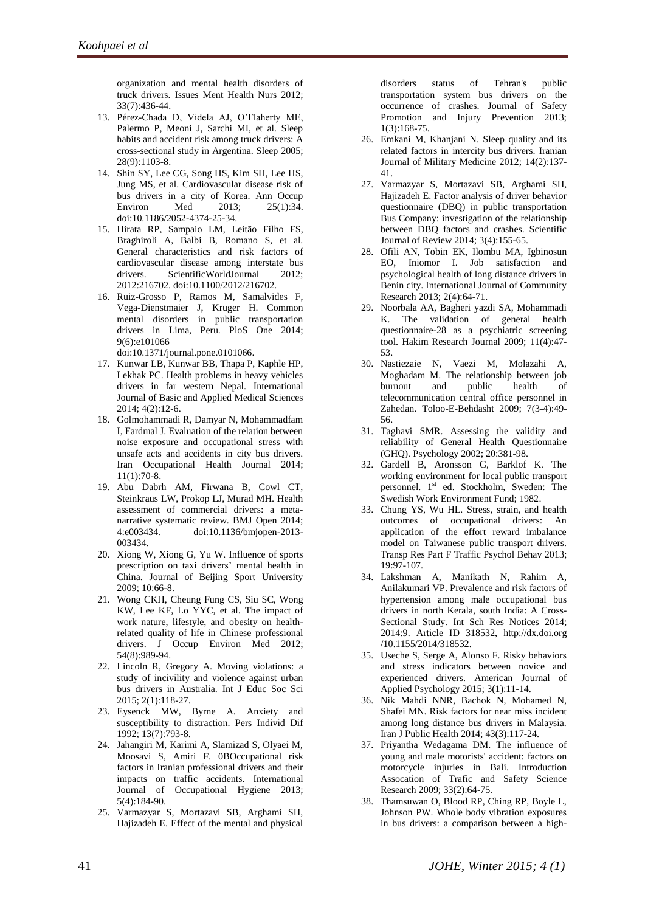organization and mental health disorders of truck drivers. Issues Ment Health Nurs 2012; 33(7):436-44.

13. Pérez-Chada D, Videla AJ, O'Flaherty ME, Palermo P, Meoni J, Sarchi MI, et al. Sleep habits and accident risk among truck drivers: A cross-sectional study in Argentina. Sleep 2005; 28(9):1103-8.
14. Shin SY, Lee CG, Song HS, Kim SH, Lee HS, Jung MS, et al. Cardiovascular disease risk of bus drivers in a city of Korea. Ann Occup Environ Med 2013; 25(1):34. doi:10.1186/2052-4374-25-34.
15. Hirata RP, Sampaio LM, Leitão Filho FS, Braghiroli A, Balbi B, Romano S, et al. General characteristics and risk factors of cardiovascular disease among interstate bus drivers. ScientificWorldJournal 2012; 2012:216702. doi:10.1100/2012/216702.
16. Ruiz-Grosso P, Ramos M, Samalvides F, Vega-Dienstmaier J, Kruger H. Common mental disorders in public transportation drivers in Lima, Peru. PloS One 2014; 9(6):e101066 doi:10.1371/journal.pone.0101066.
17. Kunwar LB, Kunwar BB, Thapa P, Kaphle HP, Lekhak PC. Health problems in heavy vehicles drivers in far western Nepal. International Journal of Basic and Applied Medical Sciences 2014; 4(2):12-6.
18. Golmohammadi R, Damyar N, Mohammadfam I, Fardmal J. Evaluation of the relation between noise exposure and occupational stress with unsafe acts and accidents in city bus drivers. Iran Occupational Health Journal 2014; 11(1):70-8.
19. Abu Dabrh AM, Firwana B, Cowl CT, Steinkraus LW, Prokop LJ, Murad MH. Health assessment of commercial drivers: a meta-narrative systematic review. BMJ Open 2014; 4:e003434. doi:10.1136/bmjopen-2013-003434.
20. Xiong W, Xiong G, Yu W. Influence of sports prescription on taxi drivers' mental health in China. Journal of Beijing Sport University 2009; 10:66-8.
21. Wong CKH, Cheung Fung CS, Siu SC, Wong KW, Lee KF, Lo YYC, et al. The impact of work nature, lifestyle, and obesity on health-related quality of life in Chinese professional drivers. J Occup Environ Med 2012; 54(8):989-94.
22. Lincoln R, Gregory A. Moving violations: a study of incivility and violence against urban bus drivers in Australia. Int J Educ Soc Sci 2015; 2(1):118-27.
23. Eysenck MW, Byrne A. Anxiety and susceptibility to distraction. Pers Individ Dif 1992; 13(7):793-8.
24. Jahangiri M, Karimi A, Slamizad S, Olyaei M, Moosavi S, Amiri F. 0BOccupational risk factors in Iranian professional drivers and their impacts on traffic accidents. International Journal of Occupational Hygiene 2013; 5(4):184-90.
25. Varmazyar S, Mortazavi SB, Arghami SH, Hajizadeh E. Effect of the mental and physical disorders status of Tehran's public transportation system bus drivers on the occurrence of crashes. Journal of Safety Promotion and Injury Prevention 2013; 1(3):168-75.
26. Emkani M, Khanjani N. Sleep quality and its related factors in intercity bus drivers. Iranian Journal of Military Medicine 2012; 14(2):137-41.
27. Varmazyar S, Mortazavi SB, Arghami SH, Hajizadeh E. Factor analysis of driver behavior questionnaire (DBQ) in public transportation Bus Company: investigation of the relationship between DBQ factors and crashes. Scientific Journal of Review 2014; 3(4):155-65.
28. Ofili AN, Tobin EK, Ilombu MA, Igbinosun EO, Iniomor I. Job satisfaction and psychological health of long distance drivers in Benin city. International Journal of Community Research 2013; 2(4):64-71.
29. Noorbala AA, Bagheri yazdi SA, Mohammadi K. The validation of general health questionnaire-28 as a psychiatric screening tool. Hakim Research Journal 2009; 11(4):47-53.
30. Nastiezaie N, Vaezi M, Molazahi A, Moghadam M. The relationship between job burnout and public health of telecommunication central office personnel in Zahedan. Toloo-E-Behdasht 2009; 7(3-4):49-56.
31. Taghavi SMR. Assessing the validity and reliability of General Health Questionnaire (GHQ). Psychology 2002; 20:381-98.
32. Gardell B, Aronsson G, Barklof K. The working environment for local public transport personnel. 1st ed. Stockholm, Sweden: The Swedish Work Environment Fund; 1982.
33. Chung YS, Wu HL. Stress, strain, and health outcomes of occupational drivers: An application of the effort reward imbalance model on Taiwanese public transport drivers. Transp Res Part F Traffic Psychol Behav 2013; 19:97-107.
34. Lakshman A, Manikath N, Rahim A, Anilakumari VP. Prevalence and risk factors of hypertension among male occupational bus drivers in north Kerala, south India: A Cross-Sectional Study. Int Sch Res Notices 2014; 2014:9. Article ID 318532, http://dx.doi.org /10.1155/2014/318532.
35. Useche S, Serge A, Alonso F. Risky behaviors and stress indicators between novice and experienced drivers. American Journal of Applied Psychology 2015; 3(1):11-14.
36. Nik Mahdi NNR, Bachok N, Mohamed N, Shafei MN. Risk factors for near miss incident among long distance bus drivers in Malaysia. Iran J Public Health 2014; 43(3):117-24.
37. Priyantha Wedagama DM. The influence of young and male motorists' accident: factors on motorcycle injuries in Bali. Introduction Assocation of Trafic and Safety Science Research 2009; 33(2):64-75.
38. Thamsuwan O, Blood RP, Ching RP, Boyle L, Johnson PW. Whole body vibration exposures in bus drivers: a comparison between a high-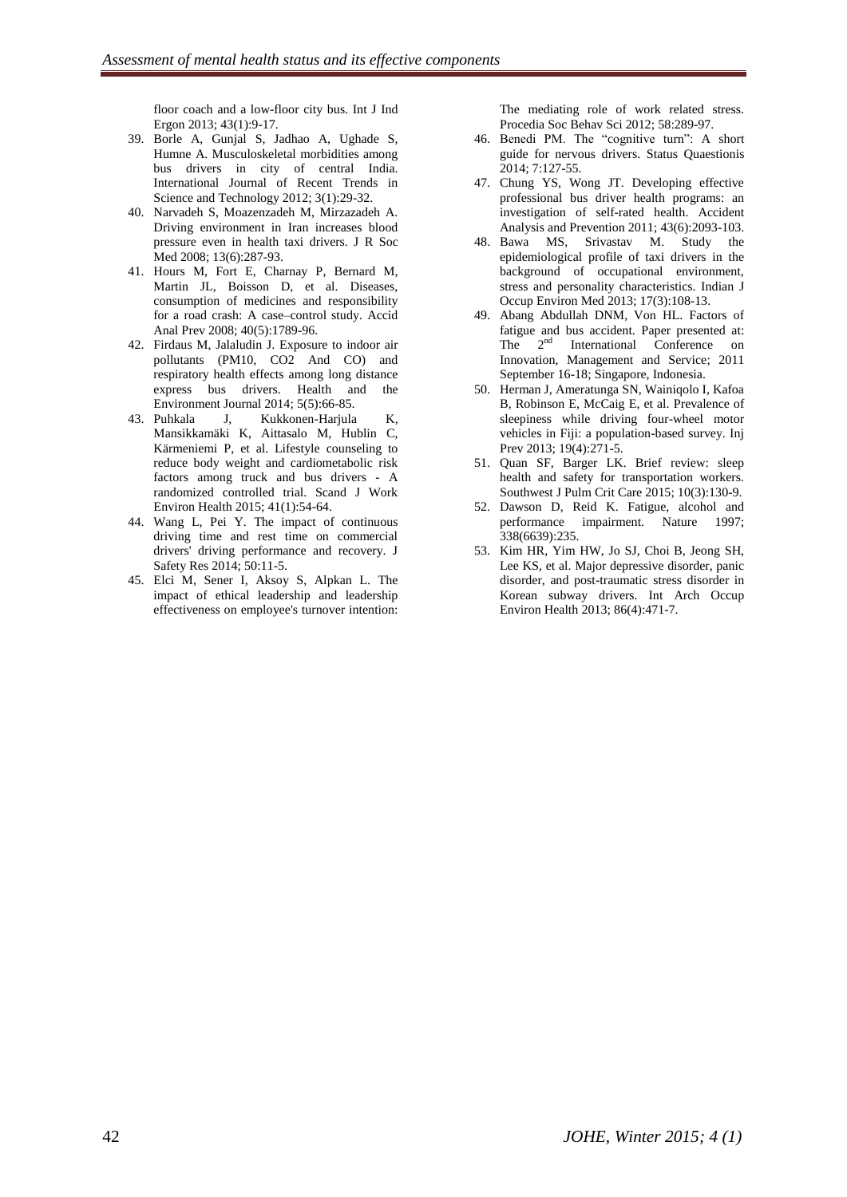floor coach and a low-floor city bus. Int J Ind Ergon 2013; 43(1):9-17.

39. Borle A, Gunjal S, Jadhao A, Ughade S, Humne A. Musculoskeletal morbidities among bus drivers in city of central India. International Journal of Recent Trends in Science and Technology 2012; 3(1):29-32.
40. Narvadeh S, Moazenzadeh M, Mirzazadeh A. Driving environment in Iran increases blood pressure even in health taxi drivers. J R Soc Med 2008; 13(6):287-93.
41. Hours M, Fort E, Charnay P, Bernard M, Martin JL, Boisson D, et al. Diseases, consumption of medicines and responsibility for a road crash: A case–control study. Accid Anal Prev 2008; 40(5):1789-96.
42. Firdaus M, Jalaludin J. Exposure to indoor air pollutants (PM10, CO2 And CO) and respiratory health effects among long distance express bus drivers. Health and the Environment Journal 2014; 5(5):66-85.
43. Puhkala J, Kukkonen-Harjula K, Mansikkamäki K, Aittasalo M, Hublin C, Kärmeniemi P, et al. Lifestyle counseling to reduce body weight and cardiometabolic risk factors among truck and bus drivers - A randomized controlled trial. Scand J Work Environ Health 2015; 41(1):54-64.
44. Wang L, Pei Y. The impact of continuous driving time and rest time on commercial drivers' driving performance and recovery. J Safety Res 2014; 50:11-5.
45. Elci M, Sener I, Aksoy S, Alpkan L. The impact of ethical leadership and leadership effectiveness on employee's turnover intention: The mediating role of work related stress. Procedia Soc Behav Sci 2012; 58:289-97.
46. Benedi PM. The "cognitive turn": A short guide for nervous drivers. Status Quaestionis 2014; 7:127-55.
47. Chung YS, Wong JT. Developing effective professional bus driver health programs: an investigation of self-rated health. Accident Analysis and Prevention 2011; 43(6):2093-103.
48. Bawa MS, Srivastav M. Study the epidemiological profile of taxi drivers in the background of occupational environment, stress and personality characteristics. Indian J Occup Environ Med 2013; 17(3):108-13.
49. Abang Abdullah DNM, Von HL. Factors of fatigue and bus accident. Paper presented at: The 2nd International Conference on Innovation, Management and Service; 2011 September 16-18; Singapore, Indonesia.
50. Herman J, Ameratunga SN, Wainiqolo I, Kafoa B, Robinson E, McCaig E, et al. Prevalence of sleepiness while driving four-wheel motor vehicles in Fiji: a population-based survey. Inj Prev 2013; 19(4):271-5.
51. Quan SF, Barger LK. Brief review: sleep health and safety for transportation workers. Southwest J Pulm Crit Care 2015; 10(3):130-9.
52. Dawson D, Reid K. Fatigue, alcohol and performance impairment. Nature 1997; 338(6639):235.
53. Kim HR, Yim HW, Jo SJ, Choi B, Jeong SH, Lee KS, et al. Major depressive disorder, panic disorder, and post-traumatic stress disorder in Korean subway drivers. Int Arch Occup Environ Health 2013; 86(4):471-7.